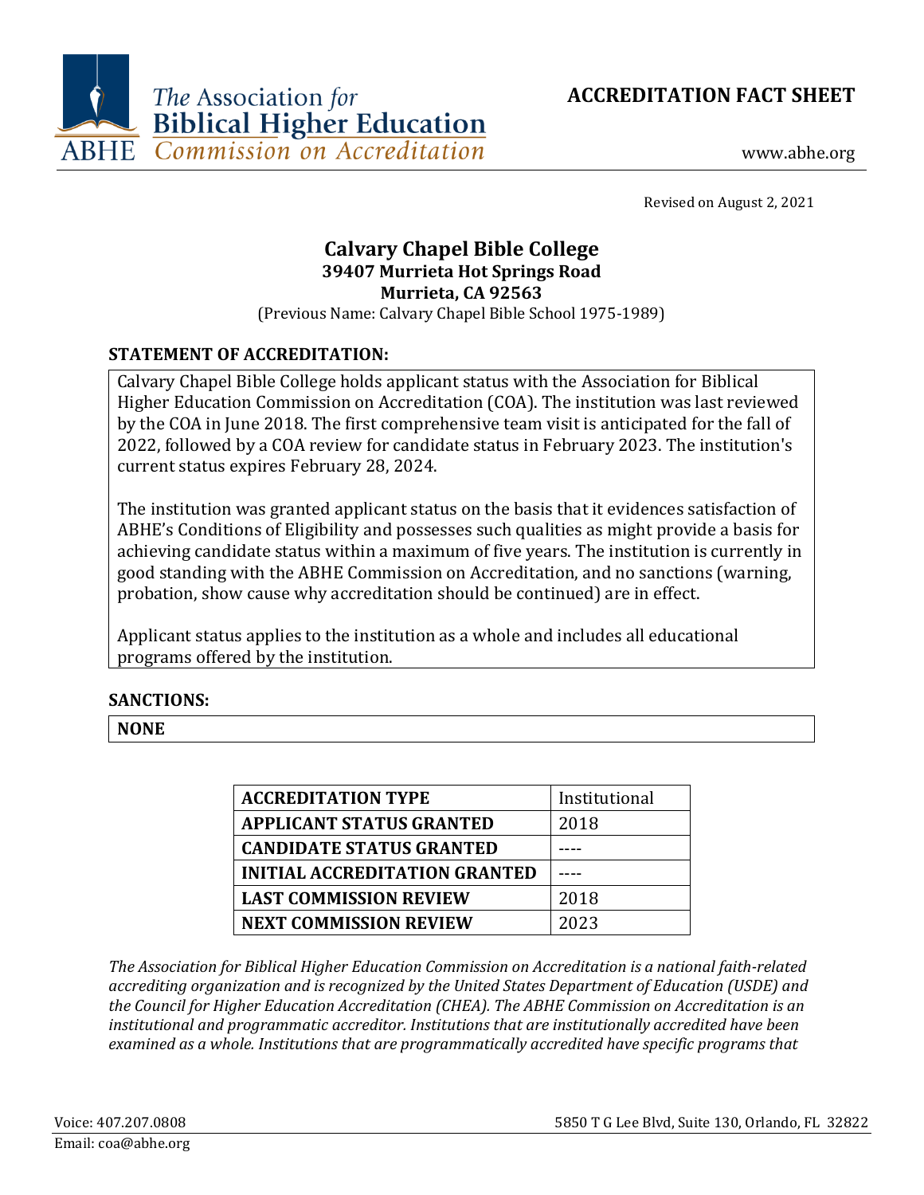# ACCREDITATION FACT SHEET

The Association for Biblical Higher Education
ABHE Commission on Accreditation

www.abhe.org

Revised on August 2, 2021

## Calvary Chapel Bible College

**39407 Murrieta Hot Springs Road**
**Murrieta, CA 92563**

(Previous Name: Calvary Chapel Bible School 1975-1989)

### STATEMENT OF ACCREDITATION:

Calvary Chapel Bible College holds applicant status with the Association for Biblical Higher Education Commission on Accreditation (COA). The institution was last reviewed by the COA in June 2018. The first comprehensive team visit is anticipated for the fall of 2022, followed by a COA review for candidate status in February 2023. The institution's current status expires February 28, 2024.

The institution was granted applicant status on the basis that it evidences satisfaction of ABHE's Conditions of Eligibility and possesses such qualities as might provide a basis for achieving candidate status within a maximum of five years. The institution is currently in good standing with the ABHE Commission on Accreditation, and no sanctions (warning, probation, show cause why accreditation should be continued) are in effect.

Applicant status applies to the institution as a whole and includes all educational programs offered by the institution.

### SANCTIONS:

**NONE**

| | |
|---|---|
| **ACCREDITATION TYPE** | Institutional |
| **APPLICANT STATUS GRANTED** | 2018 |
| **CANDIDATE STATUS GRANTED** | ---- |
| **INITIAL ACCREDITATION GRANTED** | ---- |
| **LAST COMMISSION REVIEW** | 2018 |
| **NEXT COMMISSION REVIEW** | 2023 |

*The Association for Biblical Higher Education Commission on Accreditation is a national faith-related accrediting organization and is recognized by the United States Department of Education (USDE) and the Council for Higher Education Accreditation (CHEA). The ABHE Commission on Accreditation is an institutional and programmatic accreditor. Institutions that are institutionally accredited have been examined as a whole. Institutions that are programmatically accredited have specific programs that*

Voice: 407.207.0808
Email: coa@abhe.org
5850 T G Lee Blvd, Suite 130, Orlando, FL 32822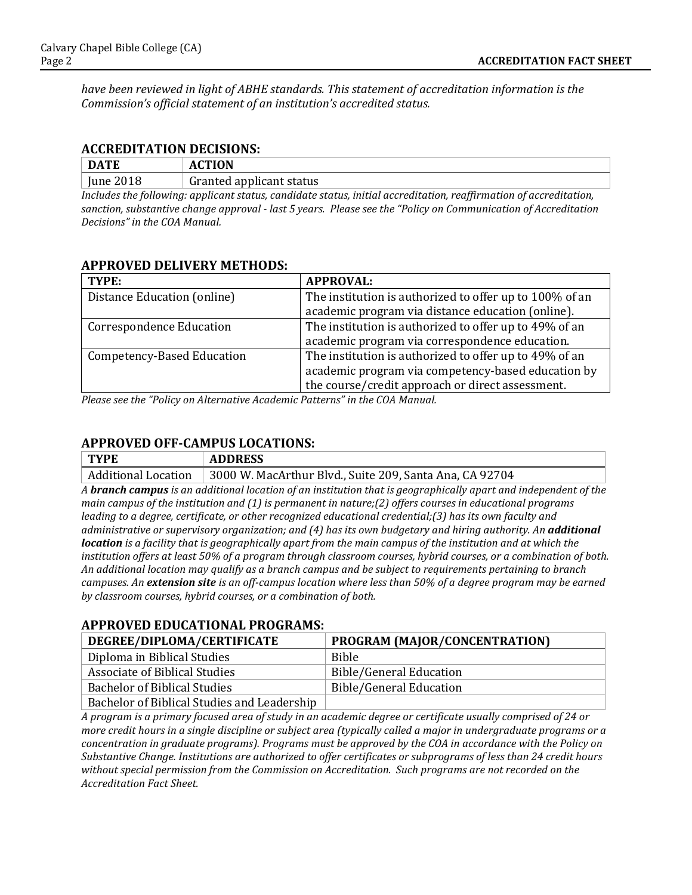*have been reviewed in light of ABHE standards. This statement of accreditation information is the Commission's official statement of an institution's accredited status.*

## ACCREDITATION DECISIONS:

| DATE | ACTION |
| --- | --- |
| June 2018 | Granted applicant status |

*Includes the following: applicant status, candidate status, initial accreditation, reaffirmation of accreditation, sanction, substantive change approval - last 5 years. Please see the "Policy on Communication of Accreditation Decisions" in the COA Manual.*

## APPROVED DELIVERY METHODS:

| TYPE: | APPROVAL: |
| --- | --- |
| Distance Education (online) | The institution is authorized to offer up to 100% of an academic program via distance education (online). |
| Correspondence Education | The institution is authorized to offer up to 49% of an academic program via correspondence education. |
| Competency-Based Education | The institution is authorized to offer up to 49% of an academic program via competency-based education by the course/credit approach or direct assessment. |

*Please see the "Policy on Alternative Academic Patterns" in the COA Manual.*

## APPROVED OFF-CAMPUS LOCATIONS:

| TYPE | ADDRESS |
| --- | --- |
| Additional Location | 3000 W. MacArthur Blvd., Suite 209, Santa Ana, CA 92704 |

*A **branch campus** is an additional location of an institution that is geographically apart and independent of the main campus of the institution and (1) is permanent in nature;(2) offers courses in educational programs leading to a degree, certificate, or other recognized educational credential;(3) has its own faculty and administrative or supervisory organization; and (4) has its own budgetary and hiring authority. An **additional location** is a facility that is geographically apart from the main campus of the institution and at which the institution offers at least 50% of a program through classroom courses, hybrid courses, or a combination of both. An additional location may qualify as a branch campus and be subject to requirements pertaining to branch campuses. An **extension site** is an off-campus location where less than 50% of a degree program may be earned by classroom courses, hybrid courses, or a combination of both.*

## APPROVED EDUCATIONAL PROGRAMS:

| DEGREE/DIPLOMA/CERTIFICATE | PROGRAM (MAJOR/CONCENTRATION) |
| --- | --- |
| Diploma in Biblical Studies | Bible |
| Associate of Biblical Studies | Bible/General Education |
| Bachelor of Biblical Studies | Bible/General Education |
| Bachelor of Biblical Studies and Leadership | |

*A program is a primary focused area of study in an academic degree or certificate usually comprised of 24 or more credit hours in a single discipline or subject area (typically called a major in undergraduate programs or a concentration in graduate programs). Programs must be approved by the COA in accordance with the Policy on Substantive Change. Institutions are authorized to offer certificates or subprograms of less than 24 credit hours without special permission from the Commission on Accreditation. Such programs are not recorded on the Accreditation Fact Sheet.*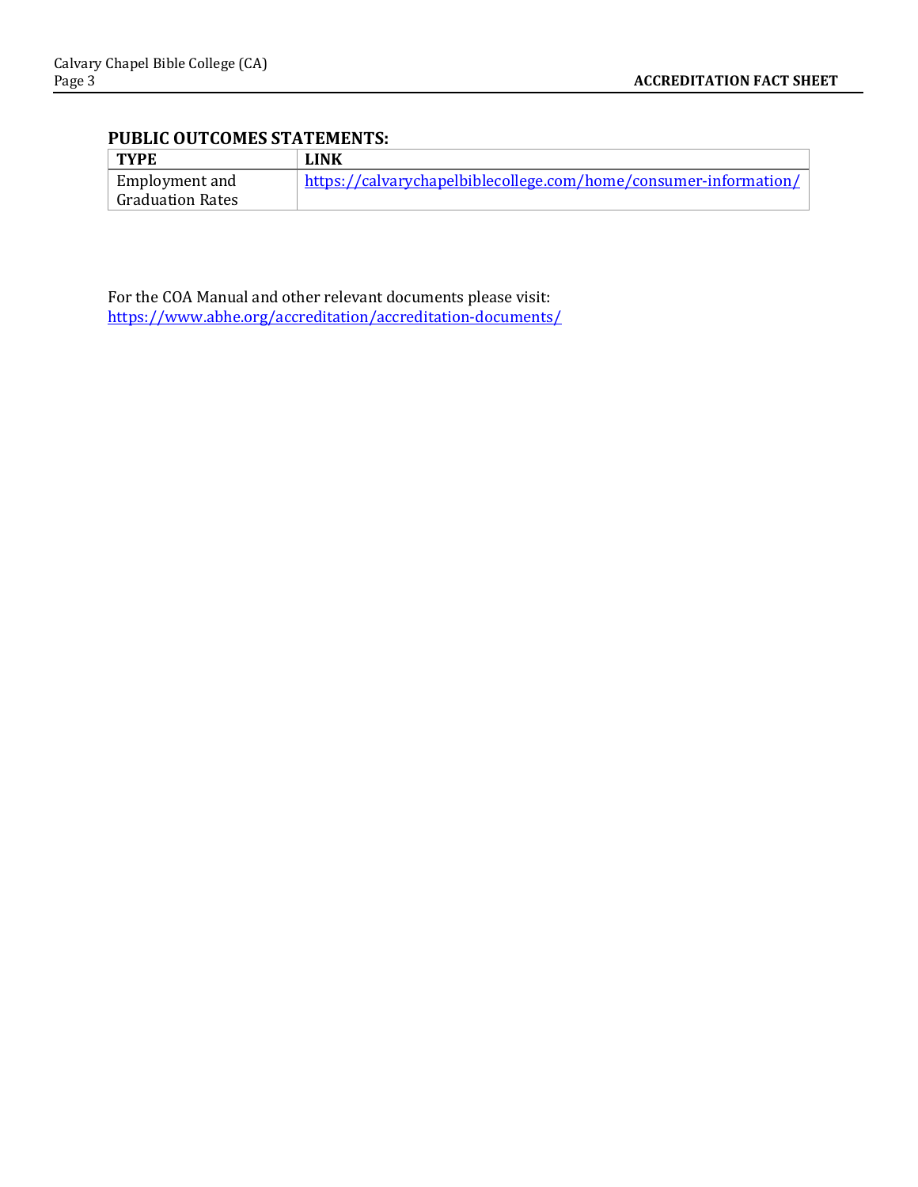**PUBLIC OUTCOMES STATEMENTS:**

| TYPE | LINK |
|---|---|
| Employment and Graduation Rates | https://calvarychapelbiblecollege.com/home/consumer-information/ |

For the COA Manual and other relevant documents please visit:
https://www.abhe.org/accreditation/accreditation-documents/